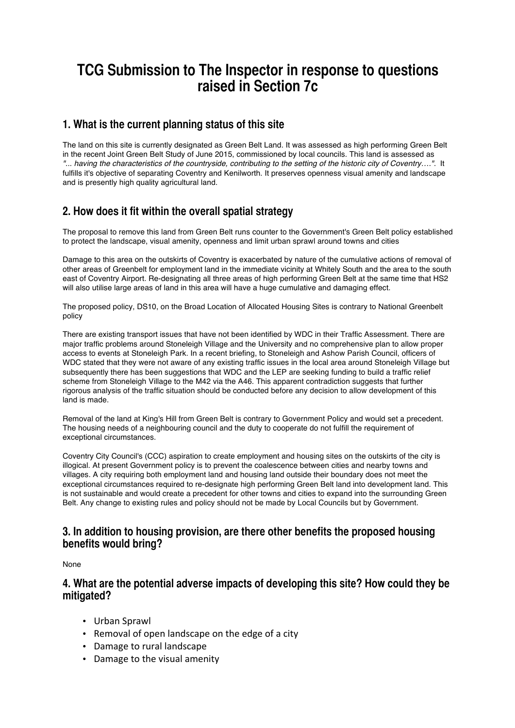# TCG Submission to The Inspector in response to questions raised in Section 7c

## 1. What is the current planning status of this site

The land on this site is currently designated as Green Belt Land. It was assessed as high performing Green Belt in the recent Joint Green Belt Study of June 2015, commissioned by local councils. This land is assessed as *"... having the characteristics of the countryside, contributing to the setting of the historic city of Coventry….".* It fulfills it's objective of separating Coventry and Kenilworth. It preserves openness visual amenity and landscape and is presently high quality agricultural land.

## 2. How does it fit within the overall spatial strategy

The proposal to remove this land from Green Belt runs counter to the Government's Green Belt policy established to protect the landscape, visual amenity, openness and limit urban sprawl around towns and cities

Damage to this area on the outskirts of Coventry is exacerbated by nature of the cumulative actions of removal of other areas of Greenbelt for employment land in the immediate vicinity at Whitely South and the area to the south east of Coventry Airport. Re-designating all three areas of high performing Green Belt at the same time that HS2 will also utilise large areas of land in this area will have a huge cumulative and damaging effect.

The proposed policy, DS10, on the Broad Location of Allocated Housing Sites is contrary to National Greenbelt policy

There are existing transport issues that have not been identified by WDC in their Traffic Assessment. There are major traffic problems around Stoneleigh Village and the University and no comprehensive plan to allow proper access to events at Stoneleigh Park. In a recent briefing, to Stoneleigh and Ashow Parish Council, officers of WDC stated that they were not aware of any existing traffic issues in the local area around Stoneleigh Village but subsequently there has been suggestions that WDC and the LEP are seeking funding to build a traffic relief scheme from Stoneleigh Village to the M42 via the A46. This apparent contradiction suggests that further rigorous analysis of the traffic situation should be conducted before any decision to allow development of this land is made.

Removal of the land at King's Hill from Green Belt is contrary to Government Policy and would set a precedent. The housing needs of a neighbouring council and the duty to cooperate do not fulfill the requirement of exceptional circumstances.

Coventry City Council's (CCC) aspiration to create employment and housing sites on the outskirts of the city is illogical. At present Government policy is to prevent the coalescence between cities and nearby towns and villages. A city requiring both employment land and housing land outside their boundary does not meet the exceptional circumstances required to re-designate high performing Green Belt land into development land. This is not sustainable and would create a precedent for other towns and cities to expand into the surrounding Green Belt. Any change to existing rules and policy should not be made by Local Councils but by Government.

## 3. In addition to housing provision, are there other benefits the proposed housing benefits would bring?

None

## 4. What are the potential adverse impacts of developing this site? How could they be mitigated?

- Urban Sprawl
- Removal of open landscape on the edge of a city
- Damage to rural landscape
- Damage to the visual amenity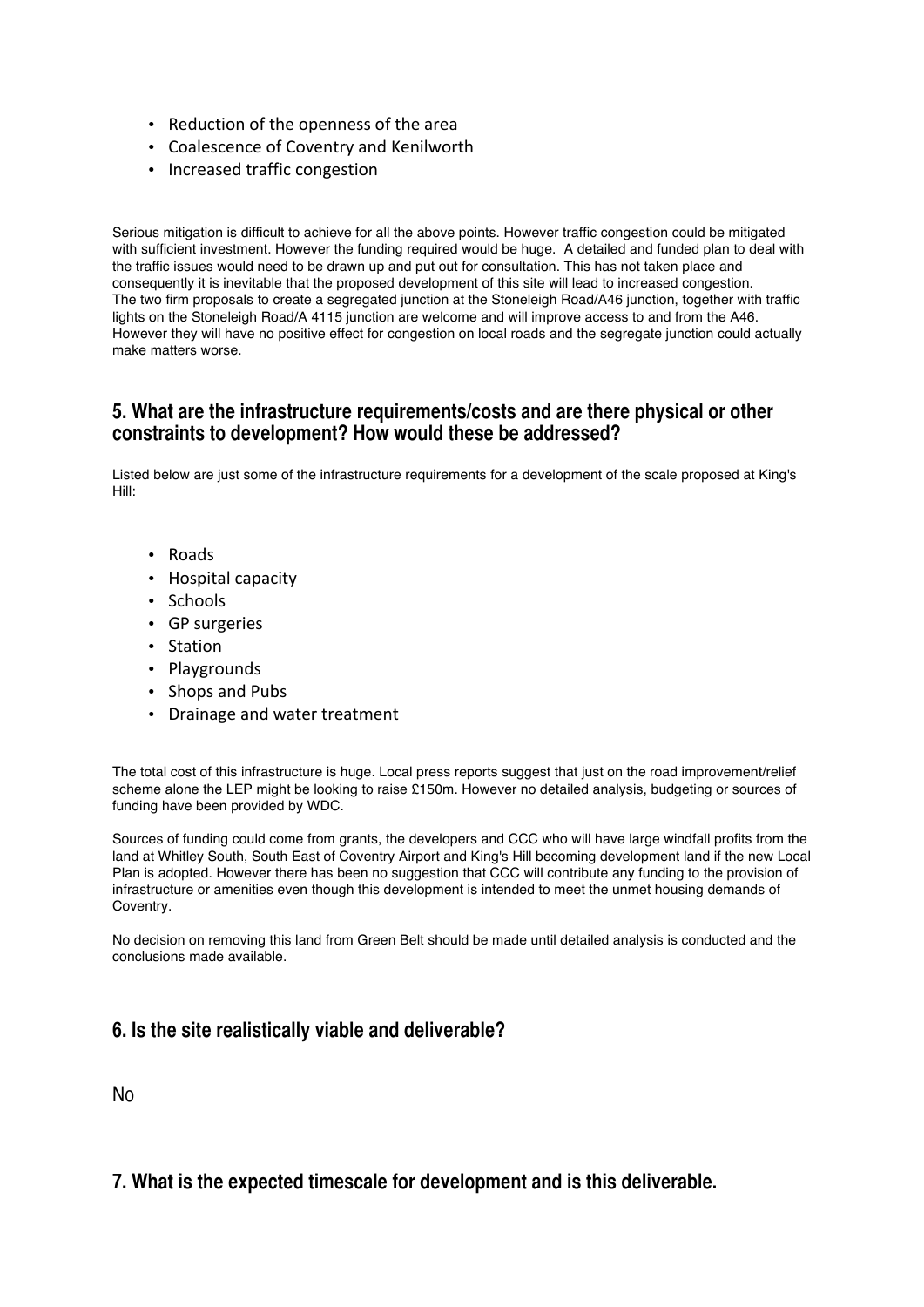- Reduction of the openness of the area
- Coalescence of Coventry and Kenilworth
- Increased traffic congestion

Serious mitigation is difficult to achieve for all the above points. However traffic congestion could be mitigated with sufficient investment. However the funding required would be huge. A detailed and funded plan to deal with the traffic issues would need to be drawn up and put out for consultation. This has not taken place and consequently it is inevitable that the proposed development of this site will lead to increased congestion.
The two firm proposals to create a segregated junction at the Stoneleigh Road/A46 junction, together with traffic lights on the Stoneleigh Road/A 4115 junction are welcome and will improve access to and from the A46. However they will have no positive effect for congestion on local roads and the segregate junction could actually make matters worse.

## 5. What are the infrastructure requirements/costs and are there physical or other constraints to development? How would these be addressed?

Listed below are just some of the infrastructure requirements for a development of the scale proposed at King's Hill:

- Roads
- Hospital capacity
- Schools
- GP surgeries
- Station
- Playgrounds
- Shops and Pubs
- Drainage and water treatment

The total cost of this infrastructure is huge. Local press reports suggest that just on the road improvement/relief scheme alone the LEP might be looking to raise £150m. However no detailed analysis, budgeting or sources of funding have been provided by WDC.

Sources of funding could come from grants, the developers and CCC who will have large windfall profits from the land at Whitley South, South East of Coventry Airport and King's Hill becoming development land if the new Local Plan is adopted. However there has been no suggestion that CCC will contribute any funding to the provision of infrastructure or amenities even though this development is intended to meet the unmet housing demands of Coventry.

No decision on removing this land from Green Belt should be made until detailed analysis is conducted and the conclusions made available.

## 6. Is the site realistically viable and deliverable?

No

## 7. What is the expected timescale for development and is this deliverable.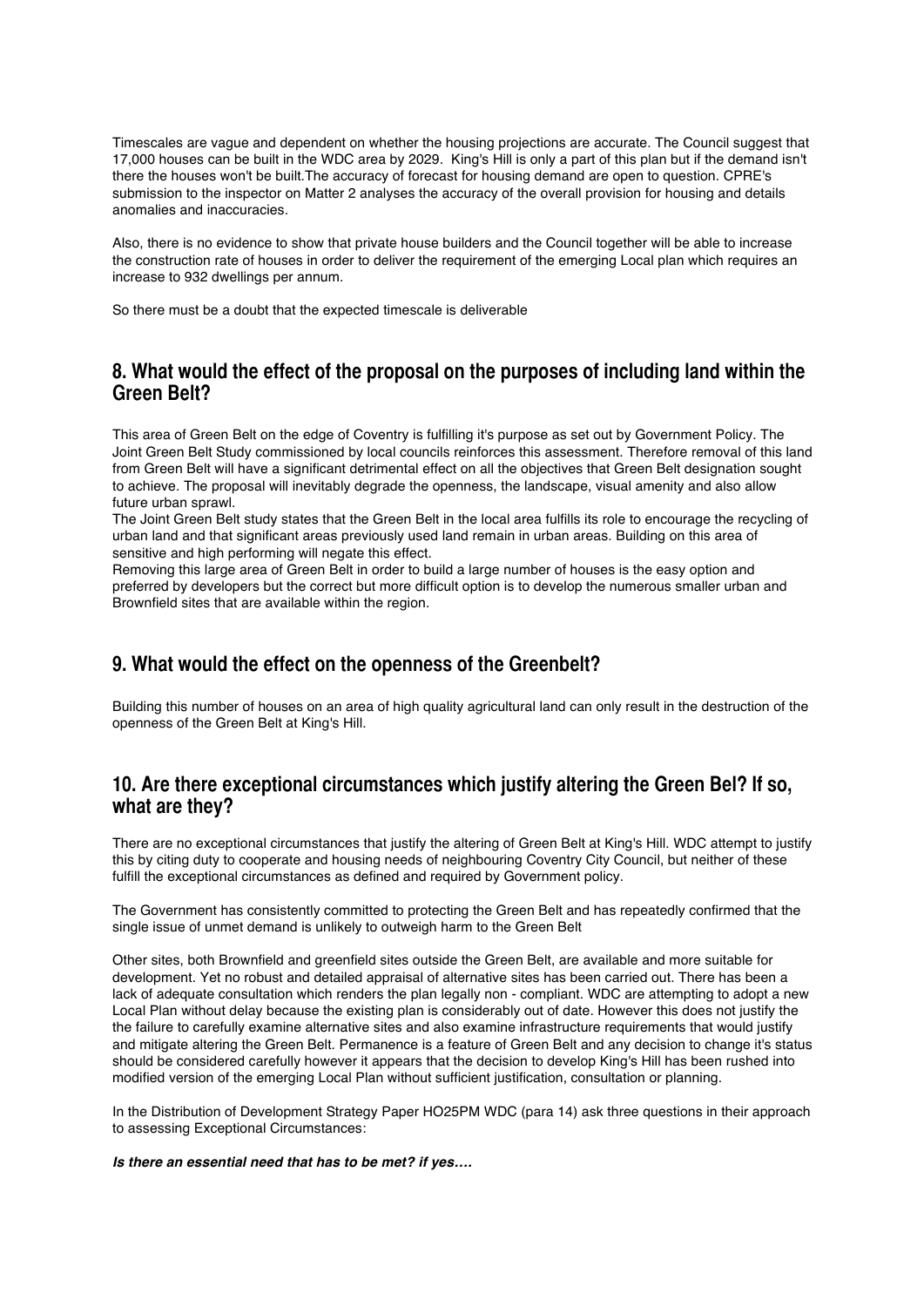Timescales are vague and dependent on whether the housing projections are accurate. The Council suggest that 17,000 houses can be built in the WDC area by 2029. King's Hill is only a part of this plan but if the demand isn't there the houses won't be built.The accuracy of forecast for housing demand are open to question. CPRE's submission to the inspector on Matter 2 analyses the accuracy of the overall provision for housing and details anomalies and inaccuracies.

Also, there is no evidence to show that private house builders and the Council together will be able to increase the construction rate of houses in order to deliver the requirement of the emerging Local plan which requires an increase to 932 dwellings per annum.

So there must be a doubt that the expected timescale is deliverable

## 8. What would the effect of the proposal on the purposes of including land within the Green Belt?

This area of Green Belt on the edge of Coventry is fulfilling it's purpose as set out by Government Policy. The Joint Green Belt Study commissioned by local councils reinforces this assessment. Therefore removal of this land from Green Belt will have a significant detrimental effect on all the objectives that Green Belt designation sought to achieve. The proposal will inevitably degrade the openness, the landscape, visual amenity and also allow future urban sprawl.

The Joint Green Belt study states that the Green Belt in the local area fulfills its role to encourage the recycling of urban land and that significant areas previously used land remain in urban areas. Building on this area of sensitive and high performing will negate this effect.

Removing this large area of Green Belt in order to build a large number of houses is the easy option and preferred by developers but the correct but more difficult option is to develop the numerous smaller urban and Brownfield sites that are available within the region.

## 9. What would the effect on the openness of the Greenbelt?

Building this number of houses on an area of high quality agricultural land can only result in the destruction of the openness of the Green Belt at King's Hill.

## 10. Are there exceptional circumstances which justify altering the Green Bel? If so, what are they?

There are no exceptional circumstances that justify the altering of Green Belt at King's Hill. WDC attempt to justify this by citing duty to cooperate and housing needs of neighbouring Coventry City Council, but neither of these fulfill the exceptional circumstances as defined and required by Government policy.

The Government has consistently committed to protecting the Green Belt and has repeatedly confirmed that the single issue of unmet demand is unlikely to outweigh harm to the Green Belt

Other sites, both Brownfield and greenfield sites outside the Green Belt, are available and more suitable for development. Yet no robust and detailed appraisal of alternative sites has been carried out. There has been a lack of adequate consultation which renders the plan legally non - compliant. WDC are attempting to adopt a new Local Plan without delay because the existing plan is considerably out of date. However this does not justify the the failure to carefully examine alternative sites and also examine infrastructure requirements that would justify and mitigate altering the Green Belt. Permanence is a feature of Green Belt and any decision to change it's status should be considered carefully however it appears that the decision to develop King's Hill has been rushed into modified version of the emerging Local Plan without sufficient justification, consultation or planning.

In the Distribution of Development Strategy Paper HO25PM WDC (para 14) ask three questions in their approach to assessing Exceptional Circumstances:

***Is there an essential need that has to be met? if yes….***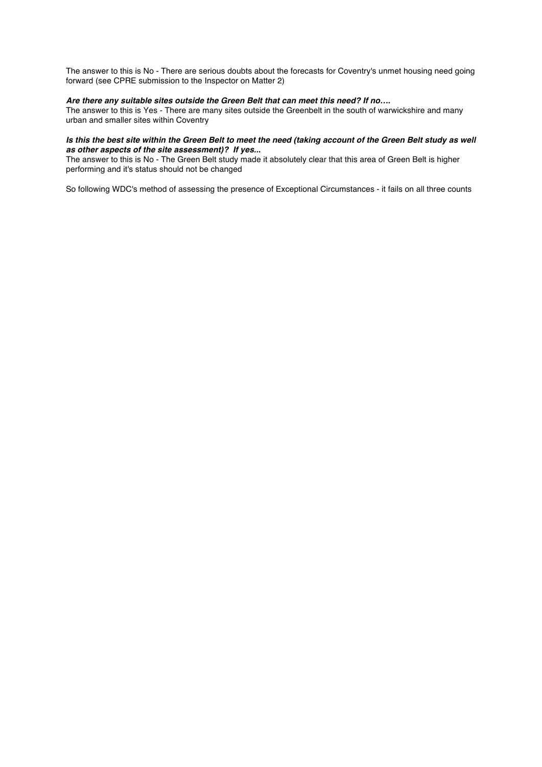The answer to this is No - There are serious doubts about the forecasts for Coventry's unmet housing need going forward (see CPRE submission to the Inspector on Matter 2)

***Are there any suitable sites outside the Green Belt that can meet this need? If no….***

The answer to this is Yes - There are many sites outside the Greenbelt in the south of warwickshire and many urban and smaller sites within Coventry

***Is this the best site within the Green Belt to meet the need (taking account of the Green Belt study as well as other aspects of the site assessment)? If yes...***

The answer to this is No - The Green Belt study made it absolutely clear that this area of Green Belt is higher performing and it's status should not be changed

So following WDC's method of assessing the presence of Exceptional Circumstances - it fails on all three counts